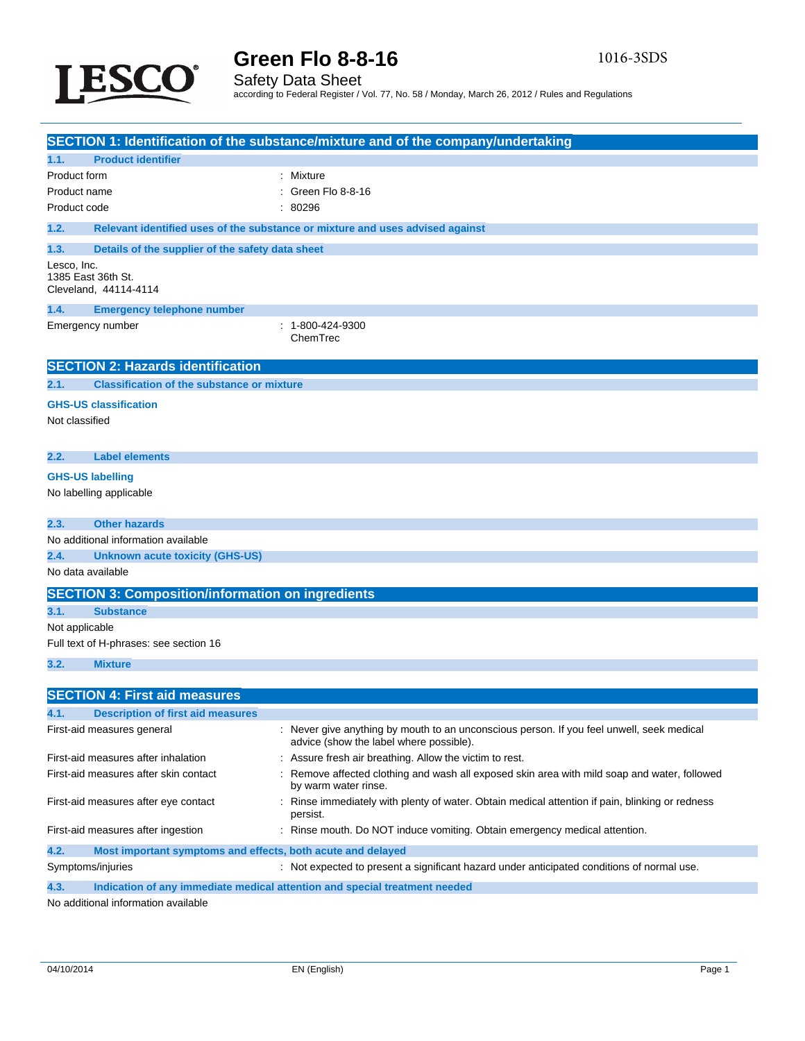# Green Flo 8-8-16

Safety Data Sheet

according to Federal Register / Vol. 77, No. 58 / Monday, March 26, 2012 / Rules and Regulations

1016-3SDS

## SECTION 1: Identification of the substance/mixture and of the company/undertaking

### 1.1. Product identifier

| | |
|---|---|
| Product form | : Mixture |
| Product name | : Green Flo 8-8-16 |
| Product code | : 80296 |

### 1.2. Relevant identified uses of the substance or mixture and uses advised against

### 1.3. Details of the supplier of the safety data sheet

Lesco, Inc.
1385 East 36th St.
Cleveland, 44114-4114

### 1.4. Emergency telephone number

| | |
|---|---|
| Emergency number | : 1-800-424-9300 ChemTrec |

## SECTION 2: Hazards identification

### 2.1. Classification of the substance or mixture

**GHS-US classification**

Not classified

### 2.2. Label elements

**GHS-US labelling**

No labelling applicable

### 2.3. Other hazards

No additional information available

### 2.4. Unknown acute toxicity (GHS-US)

No data available

## SECTION 3: Composition/information on ingredients

### 3.1. Substance

Not applicable

Full text of H-phrases: see section 16

### 3.2. Mixture

## SECTION 4: First aid measures

### 4.1. Description of first aid measures

| | |
|---|---|
| First-aid measures general | : Never give anything by mouth to an unconscious person. If you feel unwell, seek medical advice (show the label where possible). |
| First-aid measures after inhalation | : Assure fresh air breathing. Allow the victim to rest. |
| First-aid measures after skin contact | : Remove affected clothing and wash all exposed skin area with mild soap and water, followed by warm water rinse. |
| First-aid measures after eye contact | : Rinse immediately with plenty of water. Obtain medical attention if pain, blinking or redness persist. |
| First-aid measures after ingestion | : Rinse mouth. Do NOT induce vomiting. Obtain emergency medical attention. |

### 4.2. Most important symptoms and effects, both acute and delayed

| | |
|---|---|
| Symptoms/injuries | : Not expected to present a significant hazard under anticipated conditions of normal use. |

### 4.3. Indication of any immediate medical attention and special treatment needed

No additional information available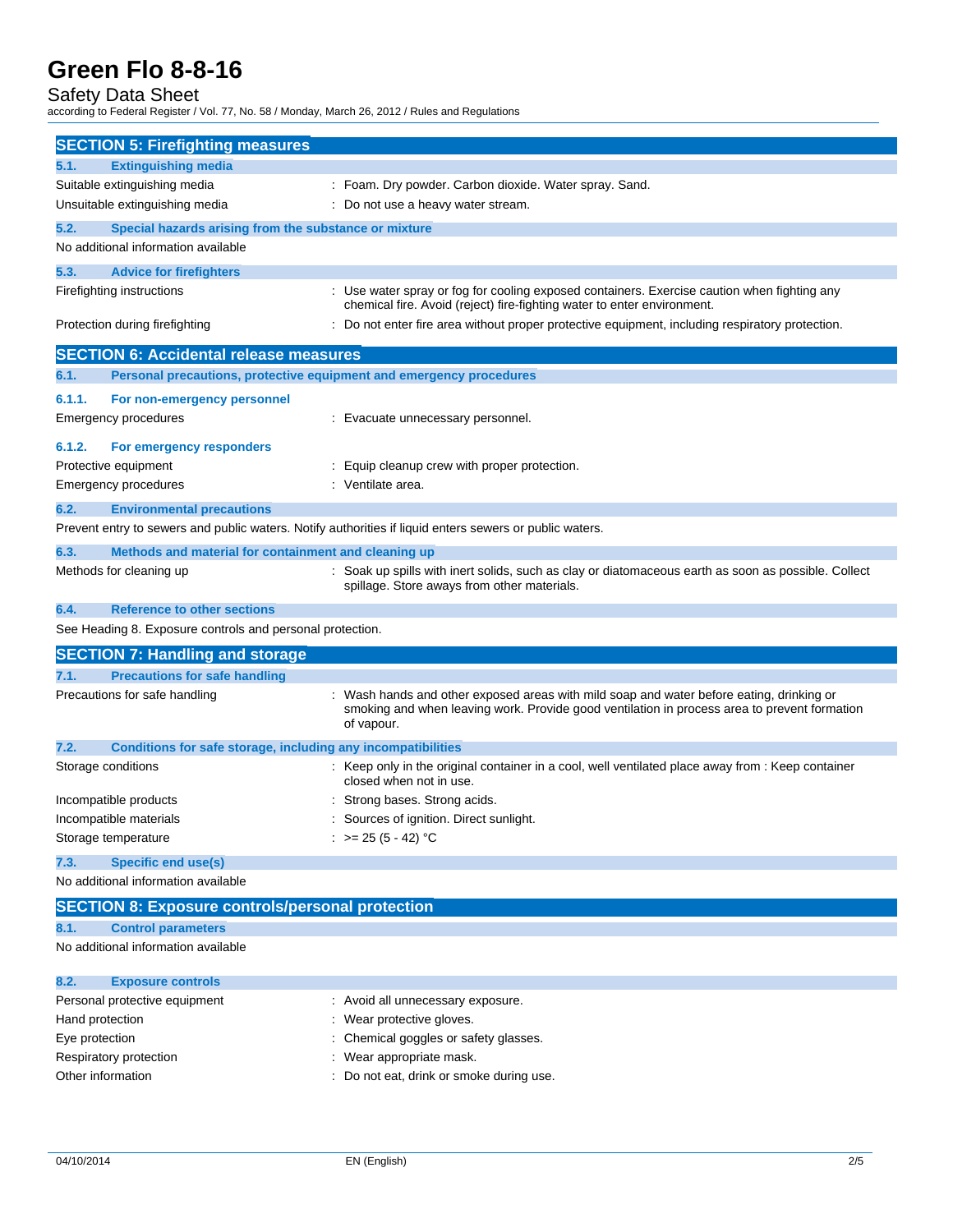## SECTION 5: Firefighting measures

### 5.1. Extinguishing media

| | |
|---|---|
| Suitable extinguishing media | : Foam. Dry powder. Carbon dioxide. Water spray. Sand. |
| Unsuitable extinguishing media | : Do not use a heavy water stream. |

### 5.2. Special hazards arising from the substance or mixture

No additional information available

### 5.3. Advice for firefighters

| | |
|---|---|
| Firefighting instructions | : Use water spray or fog for cooling exposed containers. Exercise caution when fighting any chemical fire. Avoid (reject) fire-fighting water to enter environment. |
| Protection during firefighting | : Do not enter fire area without proper protective equipment, including respiratory protection. |

## SECTION 6: Accidental release measures

### 6.1. Personal precautions, protective equipment and emergency procedures

#### 6.1.1. For non-emergency personnel

| | |
|---|---|
| Emergency procedures | : Evacuate unnecessary personnel. |

#### 6.1.2. For emergency responders

| | |
|---|---|
| Protective equipment | : Equip cleanup crew with proper protection. |
| Emergency procedures | : Ventilate area. |

### 6.2. Environmental precautions

Prevent entry to sewers and public waters. Notify authorities if liquid enters sewers or public waters.

### 6.3. Methods and material for containment and cleaning up

| | |
|---|---|
| Methods for cleaning up | : Soak up spills with inert solids, such as clay or diatomaceous earth as soon as possible. Collect spillage. Store aways from other materials. |

### 6.4. Reference to other sections

See Heading 8. Exposure controls and personal protection.

## SECTION 7: Handling and storage

### 7.1. Precautions for safe handling

| | |
|---|---|
| Precautions for safe handling | : Wash hands and other exposed areas with mild soap and water before eating, drinking or smoking and when leaving work. Provide good ventilation in process area to prevent formation of vapour. |

### 7.2. Conditions for safe storage, including any incompatibilities

| | |
|---|---|
| Storage conditions | : Keep only in the original container in a cool, well ventilated place away from : Keep container closed when not in use. |
| Incompatible products | : Strong bases. Strong acids. |
| Incompatible materials | : Sources of ignition. Direct sunlight. |
| Storage temperature | : >= 25 (5 - 42) °C |

### 7.3. Specific end use(s)

No additional information available

## SECTION 8: Exposure controls/personal protection

### 8.1. Control parameters

No additional information available

### 8.2. Exposure controls

| | |
|---|---|
| Personal protective equipment | : Avoid all unnecessary exposure. |
| Hand protection | : Wear protective gloves. |
| Eye protection | : Chemical goggles or safety glasses. |
| Respiratory protection | : Wear appropriate mask. |
| Other information | : Do not eat, drink or smoke during use. |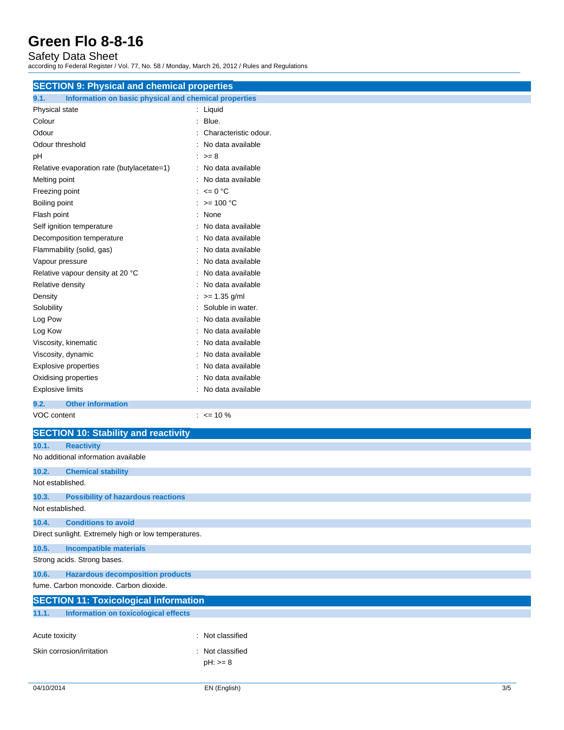## SECTION 9: Physical and chemical properties

### 9.1. Information on basic physical and chemical properties

| | |
|---|---|
| Physical state | : Liquid |
| Colour | : Blue. |
| Odour | : Characteristic odour. |
| Odour threshold | : No data available |
| pH | : >= 8 |
| Relative evaporation rate (butylacetate=1) | : No data available |
| Melting point | : No data available |
| Freezing point | : <= 0 °C |
| Boiling point | : >= 100 °C |
| Flash point | : None |
| Self ignition temperature | : No data available |
| Decomposition temperature | : No data available |
| Flammability (solid, gas) | : No data available |
| Vapour pressure | : No data available |
| Relative vapour density at 20 °C | : No data available |
| Relative density | : No data available |
| Density | : >= 1.35 g/ml |
| Solubility | : Soluble in water. |
| Log Pow | : No data available |
| Log Kow | : No data available |
| Viscosity, kinematic | : No data available |
| Viscosity, dynamic | : No data available |
| Explosive properties | : No data available |
| Oxidising properties | : No data available |
| Explosive limits | : No data available |

### 9.2. Other information

| | |
|---|---|
| VOC content | : <= 10 % |

## SECTION 10: Stability and reactivity

### 10.1. Reactivity

No additional information available

### 10.2. Chemical stability

Not established.

### 10.3. Possibility of hazardous reactions

Not established.

### 10.4. Conditions to avoid

Direct sunlight. Extremely high or low temperatures.

### 10.5. Incompatible materials

Strong acids. Strong bases.

### 10.6. Hazardous decomposition products

fume. Carbon monoxide. Carbon dioxide.

## SECTION 11: Toxicological information

### 11.1. Information on toxicological effects

| | |
|---|---|
| Acute toxicity | : Not classified |
| Skin corrosion/irritation | : Not classified<br>pH: >= 8 |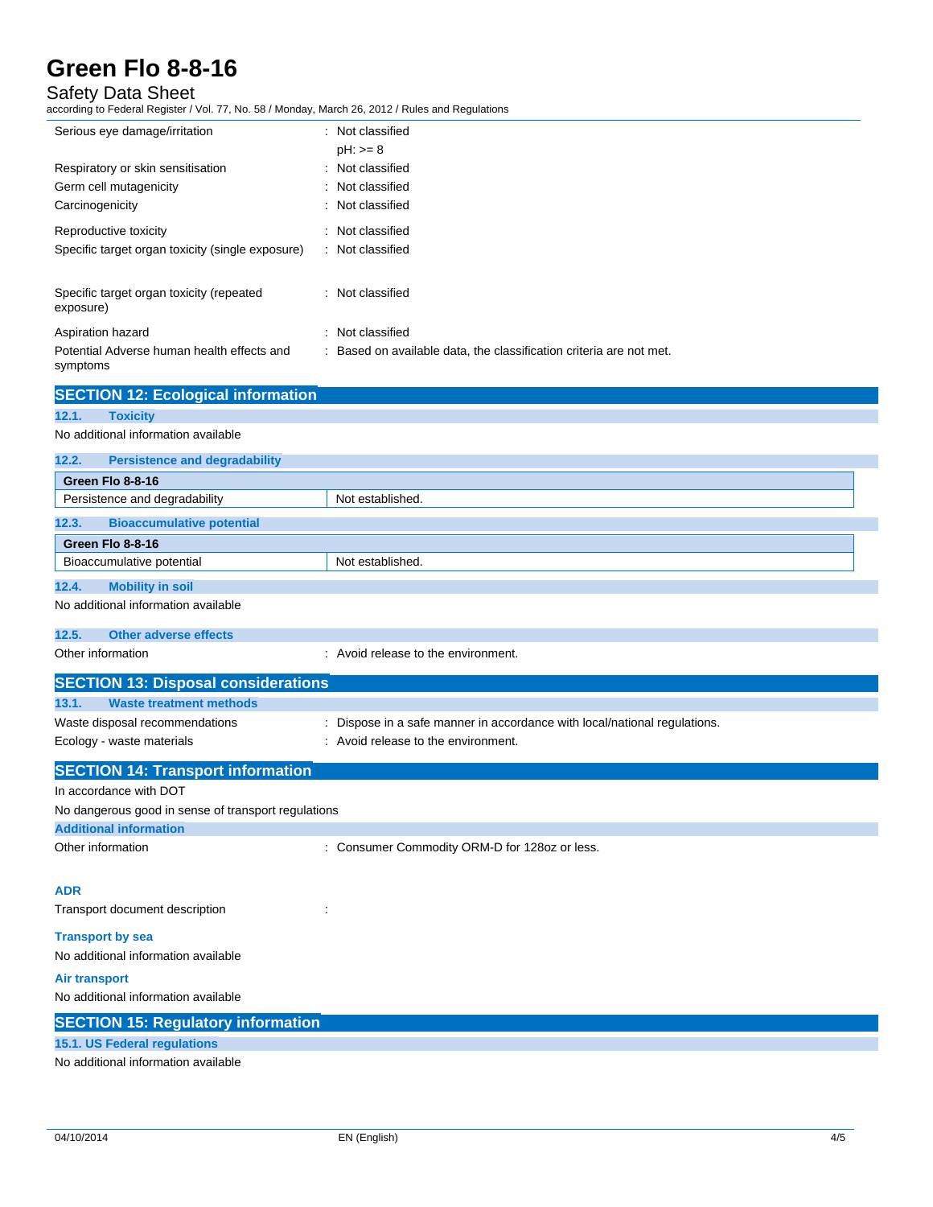| | |
|---|---|
| Serious eye damage/irritation | : Not classified<br>pH: >= 8 |
| Respiratory or skin sensitisation | : Not classified |
| Germ cell mutagenicity | : Not classified |
| Carcinogenicity | : Not classified |
| Reproductive toxicity | : Not classified |
| Specific target organ toxicity (single exposure) | : Not classified |
| Specific target organ toxicity (repeated exposure) | : Not classified |
| Aspiration hazard | : Not classified |
| Potential Adverse human health effects and symptoms | : Based on available data, the classification criteria are not met. |

## SECTION 12: Ecological information

### 12.1. Toxicity

No additional information available

### 12.2. Persistence and degradability

| Green Flo 8-8-16 | |
|---|---|
| Persistence and degradability | Not established. |

### 12.3. Bioaccumulative potential

| Green Flo 8-8-16 | |
|---|---|
| Bioaccumulative potential | Not established. |

### 12.4. Mobility in soil

No additional information available

### 12.5. Other adverse effects

Other information : Avoid release to the environment.

## SECTION 13: Disposal considerations

### 13.1. Waste treatment methods

Waste disposal recommendations : Dispose in a safe manner in accordance with local/national regulations.

Ecology - waste materials : Avoid release to the environment.

## SECTION 14: Transport information

In accordance with DOT

No dangerous good in sense of transport regulations

### Additional information

Other information : Consumer Commodity ORM-D for 128oz or less.

### ADR

Transport document description :

### Transport by sea

No additional information available

### Air transport

No additional information available

## SECTION 15: Regulatory information

### 15.1. US Federal regulations

No additional information available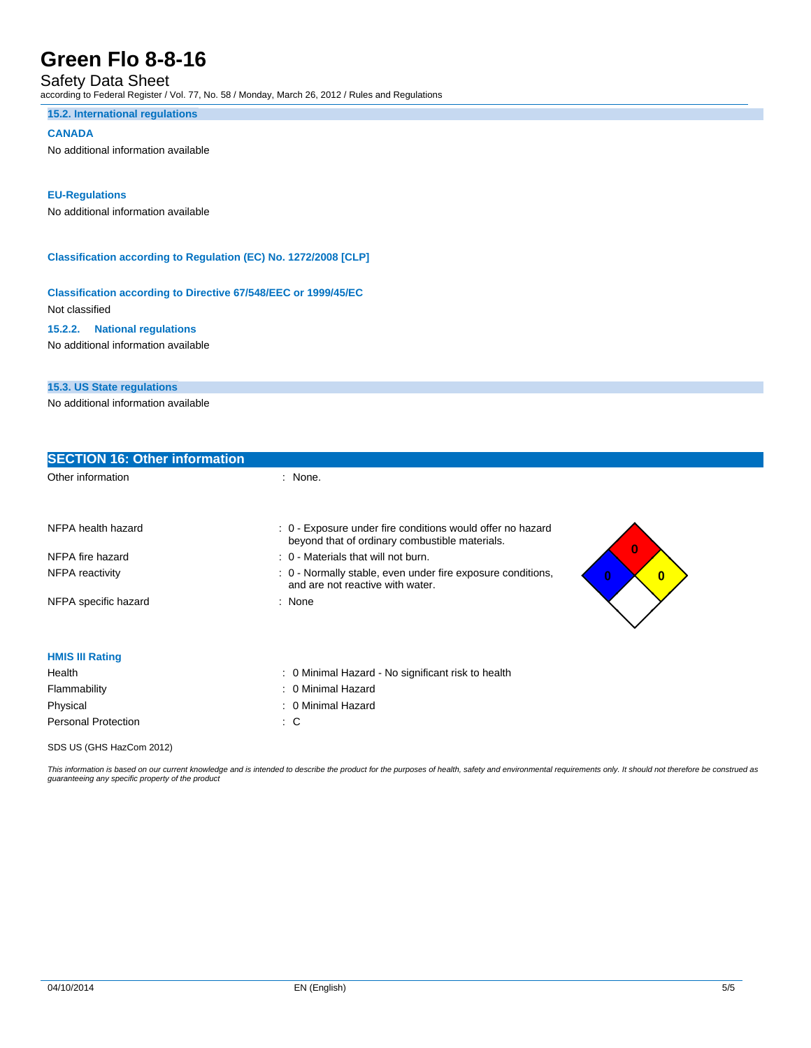### 15.2. International regulations

**CANADA**

No additional information available

**EU-Regulations**

No additional information available

**Classification according to Regulation (EC) No. 1272/2008 [CLP]**

**Classification according to Directive 67/548/EEC or 1999/45/EC**

Not classified

**15.2.2. National regulations**

No additional information available

### 15.3. US State regulations

No additional information available

## SECTION 16: Other information

| | |
|---|---|
| Other information | : None. |
| NFPA health hazard | : 0 - Exposure under fire conditions would offer no hazard beyond that of ordinary combustible materials. |
| NFPA fire hazard | : 0 - Materials that will not burn. |
| NFPA reactivity | : 0 - Normally stable, even under fire exposure conditions, and are not reactive with water. |
| NFPA specific hazard | : None |

0

0 0

**HMIS III Rating**

| | |
|---|---|
| Health | : 0 Minimal Hazard - No significant risk to health |
| Flammability | : 0 Minimal Hazard |
| Physical | : 0 Minimal Hazard |
| Personal Protection | : C |

SDS US (GHS HazCom 2012)

*This information is based on our current knowledge and is intended to describe the product for the purposes of health, safety and environmental requirements only. It should not therefore be construed as guaranteeing any specific property of the product*